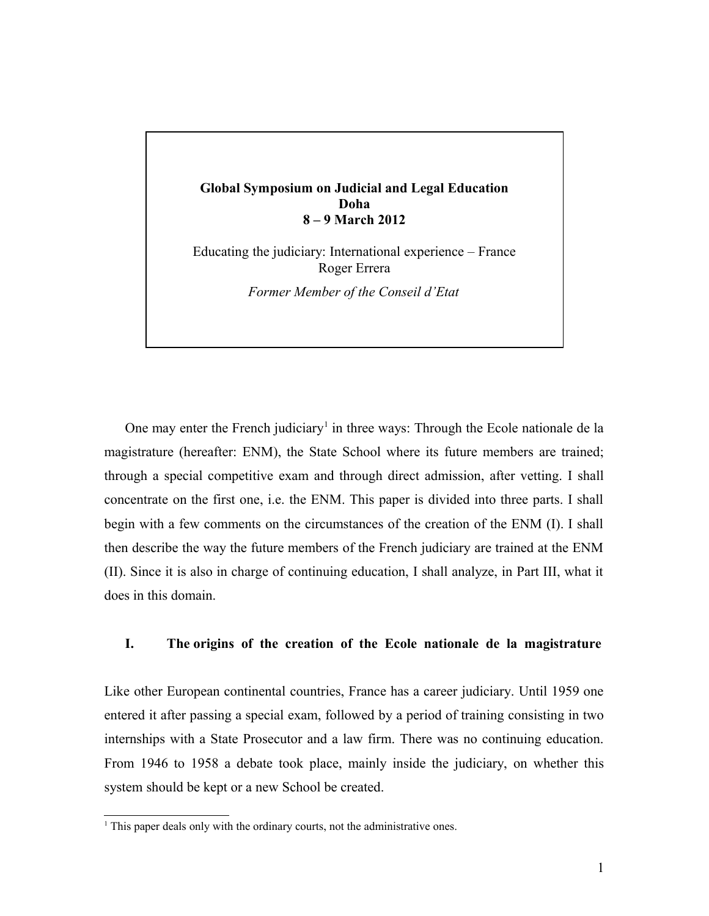**Global Symposium on Judicial and Legal Education**
**Doha**
**8 – 9 March 2012**

Educating the judiciary: International experience – France
Roger Errera

*Former Member of the Conseil d'Etat*

One may enter the French judiciary[1] in three ways: Through the Ecole nationale de la magistrature (hereafter: ENM), the State School where its future members are trained; through a special competitive exam and through direct admission, after vetting. I shall concentrate on the first one, i.e. the ENM. This paper is divided into three parts. I shall begin with a few comments on the circumstances of the creation of the ENM (I). I shall then describe the way the future members of the French judiciary are trained at the ENM (II). Since it is also in charge of continuing education, I shall analyze, in Part III, what it does in this domain.

## I. The origins of the creation of the Ecole nationale de la magistrature

Like other European continental countries, France has a career judiciary. Until 1959 one entered it after passing a special exam, followed by a period of training consisting in two internships with a State Prosecutor and a law firm. There was no continuing education. From 1946 to 1958 a debate took place, mainly inside the judiciary, on whether this system should be kept or a new School be created.

[1] This paper deals only with the ordinary courts, not the administrative ones.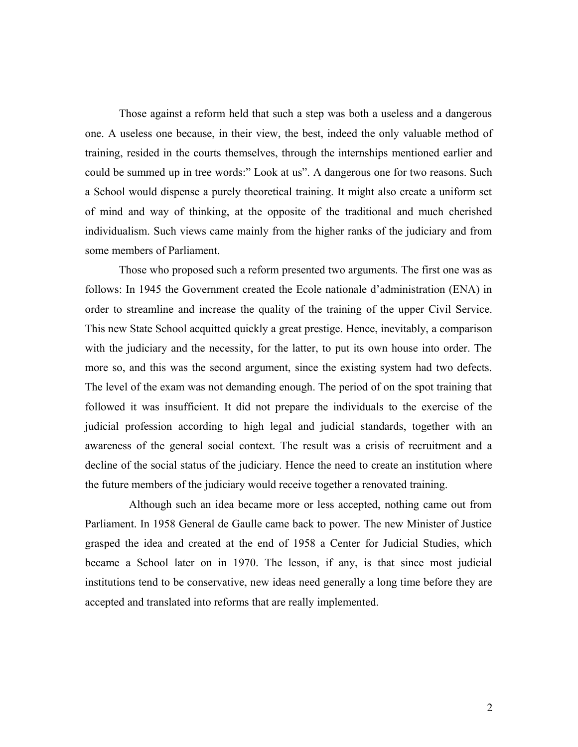Those against a reform held that such a step was both a useless and a dangerous one. A useless one because, in their view, the best, indeed the only valuable method of training, resided in the courts themselves, through the internships mentioned earlier and could be summed up in tree words:" Look at us". A dangerous one for two reasons. Such a School would dispense a purely theoretical training. It might also create a uniform set of mind and way of thinking, at the opposite of the traditional and much cherished individualism. Such views came mainly from the higher ranks of the judiciary and from some members of Parliament.

Those who proposed such a reform presented two arguments. The first one was as follows: In 1945 the Government created the Ecole nationale d'administration (ENA) in order to streamline and increase the quality of the training of the upper Civil Service. This new State School acquitted quickly a great prestige. Hence, inevitably, a comparison with the judiciary and the necessity, for the latter, to put its own house into order. The more so, and this was the second argument, since the existing system had two defects. The level of the exam was not demanding enough. The period of on the spot training that followed it was insufficient. It did not prepare the individuals to the exercise of the judicial profession according to high legal and judicial standards, together with an awareness of the general social context. The result was a crisis of recruitment and a decline of the social status of the judiciary. Hence the need to create an institution where the future members of the judiciary would receive together a renovated training.

Although such an idea became more or less accepted, nothing came out from Parliament. In 1958 General de Gaulle came back to power. The new Minister of Justice grasped the idea and created at the end of 1958 a Center for Judicial Studies, which became a School later on in 1970. The lesson, if any, is that since most judicial institutions tend to be conservative, new ideas need generally a long time before they are accepted and translated into reforms that are really implemented.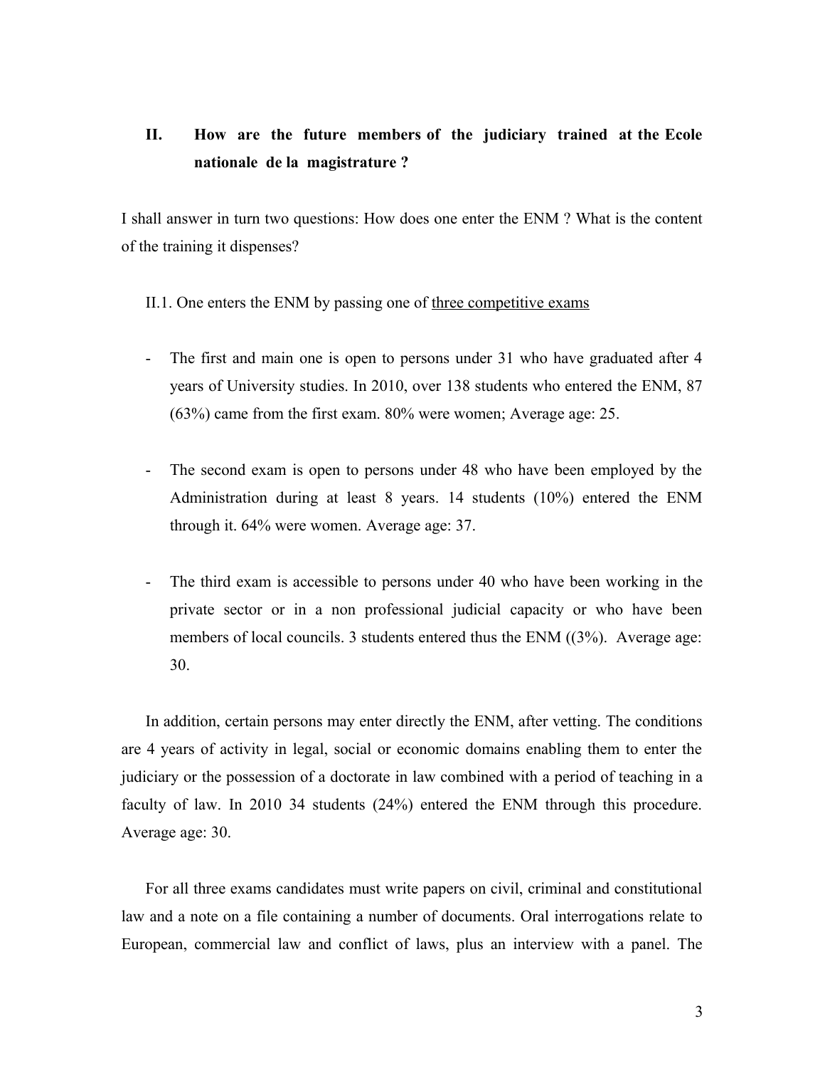## II. How are the future members of the judiciary trained at the Ecole nationale de la magistrature ?

I shall answer in turn two questions: How does one enter the ENM ? What is the content of the training it dispenses?

II.1. One enters the ENM by passing one of <u>three competitive exams</u>

- The first and main one is open to persons under 31 who have graduated after 4 years of University studies. In 2010, over 138 students who entered the ENM, 87 (63%) came from the first exam. 80% were women; Average age: 25.

- The second exam is open to persons under 48 who have been employed by the Administration during at least 8 years. 14 students (10%) entered the ENM through it. 64% were women. Average age: 37.

- The third exam is accessible to persons under 40 who have been working in the private sector or in a non professional judicial capacity or who have been members of local councils. 3 students entered thus the ENM ((3%). Average age: 30.

In addition, certain persons may enter directly the ENM, after vetting. The conditions are 4 years of activity in legal, social or economic domains enabling them to enter the judiciary or the possession of a doctorate in law combined with a period of teaching in a faculty of law. In 2010 34 students (24%) entered the ENM through this procedure. Average age: 30.

For all three exams candidates must write papers on civil, criminal and constitutional law and a note on a file containing a number of documents. Oral interrogations relate to European, commercial law and conflict of laws, plus an interview with a panel. The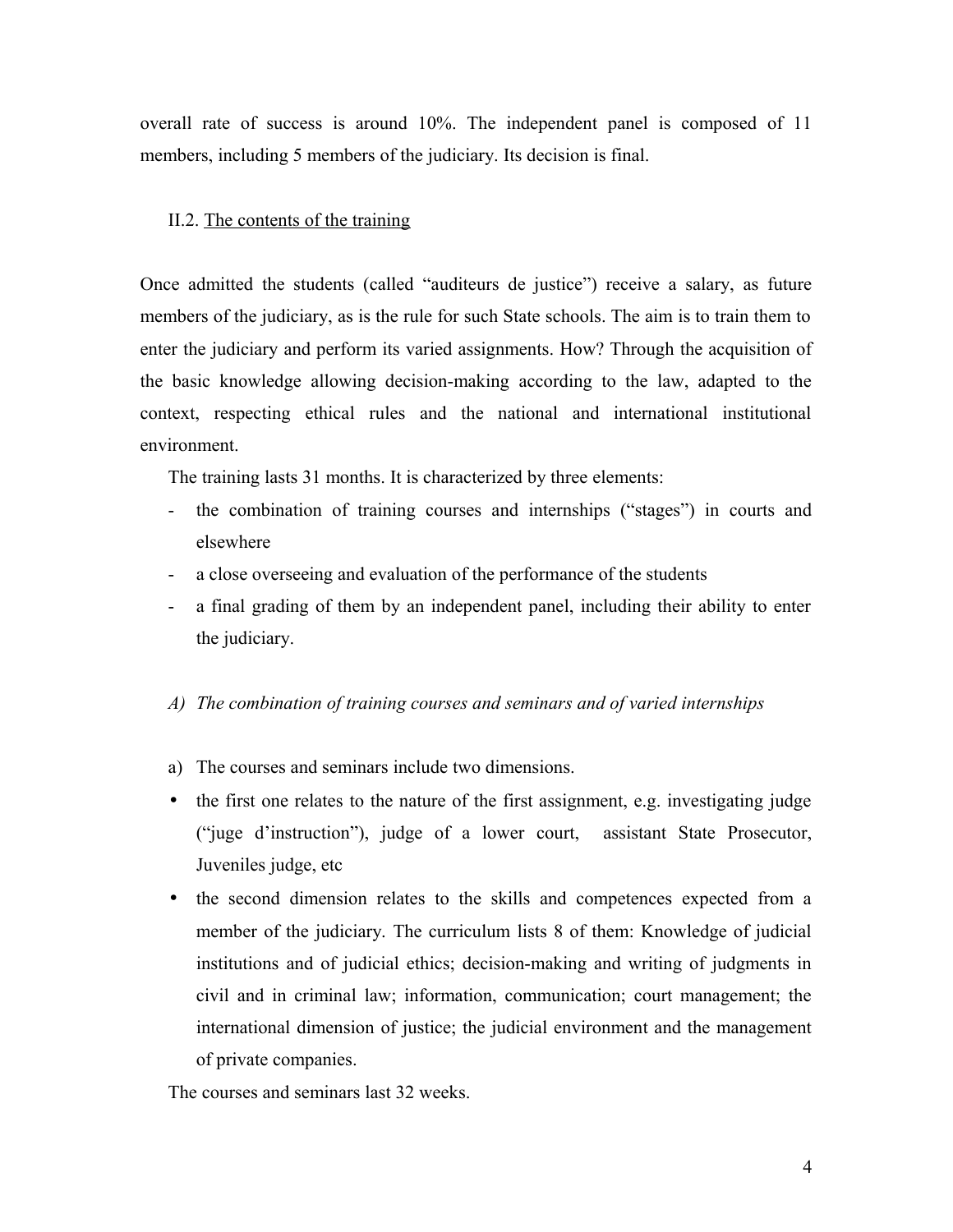overall rate of success is around 10%. The independent panel is composed of 11 members, including 5 members of the judiciary. Its decision is final.

II.2. <u>The contents of the training</u>

Once admitted the students (called "auditeurs de justice") receive a salary, as future members of the judiciary, as is the rule for such State schools. The aim is to train them to enter the judiciary and perform its varied assignments. How? Through the acquisition of the basic knowledge allowing decision-making according to the law, adapted to the context, respecting ethical rules and the national and international institutional environment.

The training lasts 31 months. It is characterized by three elements:

- the combination of training courses and internships ("stages") in courts and elsewhere
- a close overseeing and evaluation of the performance of the students
- a final grading of them by an independent panel, including their ability to enter the judiciary.

*A) The combination of training courses and seminars and of varied internships*

a) The courses and seminars include two dimensions.

- the first one relates to the nature of the first assignment, e.g. investigating judge ("juge d'instruction"), judge of a lower court, assistant State Prosecutor, Juveniles judge, etc
- the second dimension relates to the skills and competences expected from a member of the judiciary. The curriculum lists 8 of them: Knowledge of judicial institutions and of judicial ethics; decision-making and writing of judgments in civil and in criminal law; information, communication; court management; the international dimension of justice; the judicial environment and the management of private companies.

The courses and seminars last 32 weeks.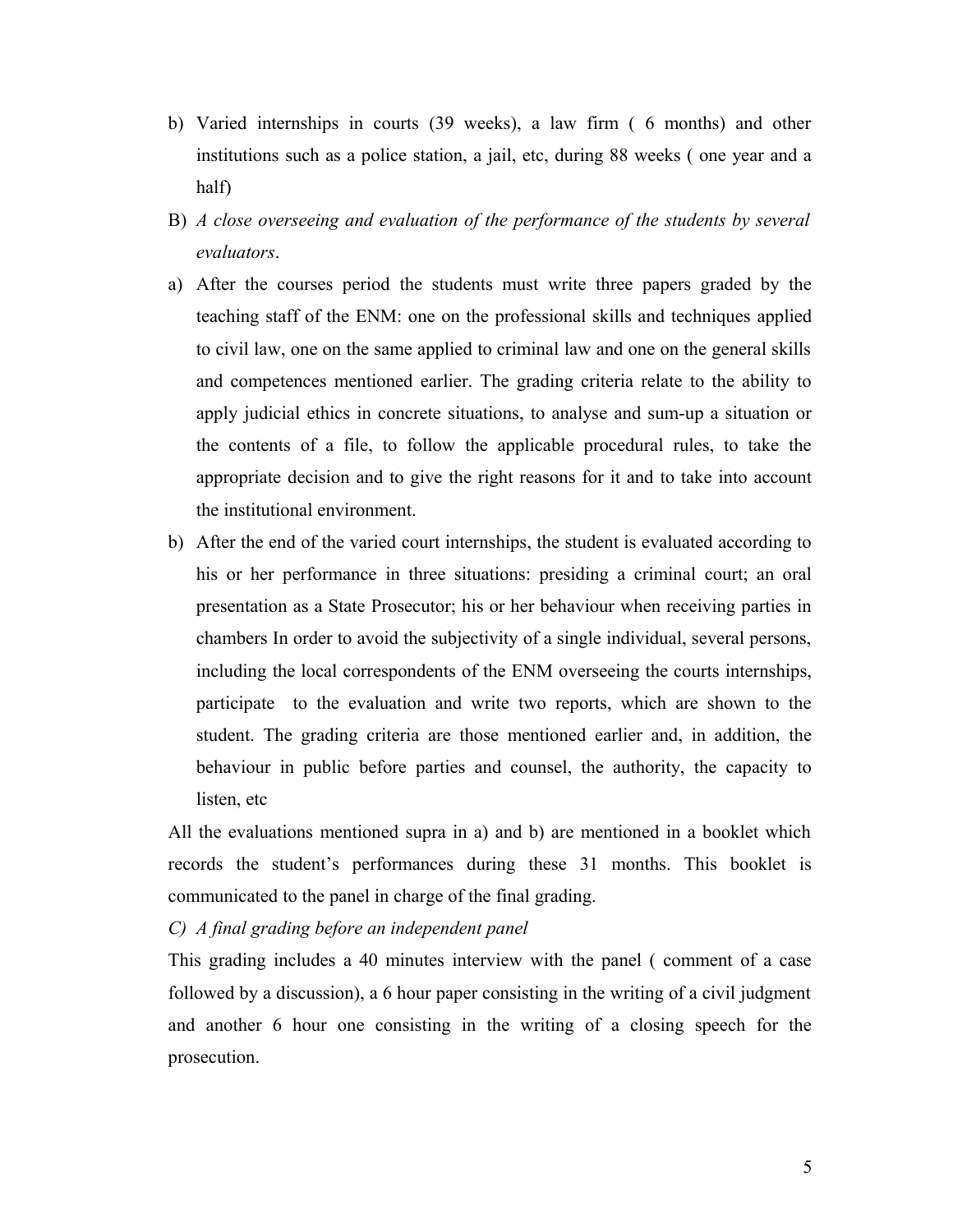b) Varied internships in courts (39 weeks), a law firm ( 6 months) and other institutions such as a police station, a jail, etc, during 88 weeks ( one year and a half)

B) *A close overseeing and evaluation of the performance of the students by several evaluators*.

a) After the courses period the students must write three papers graded by the teaching staff of the ENM: one on the professional skills and techniques applied to civil law, one on the same applied to criminal law and one on the general skills and competences mentioned earlier. The grading criteria relate to the ability to apply judicial ethics in concrete situations, to analyse and sum-up a situation or the contents of a file, to follow the applicable procedural rules, to take the appropriate decision and to give the right reasons for it and to take into account the institutional environment.

b) After the end of the varied court internships, the student is evaluated according to his or her performance in three situations: presiding a criminal court; an oral presentation as a State Prosecutor; his or her behaviour when receiving parties in chambers In order to avoid the subjectivity of a single individual, several persons, including the local correspondents of the ENM overseeing the courts internships, participate to the evaluation and write two reports, which are shown to the student. The grading criteria are those mentioned earlier and, in addition, the behaviour in public before parties and counsel, the authority, the capacity to listen, etc

All the evaluations mentioned supra in a) and b) are mentioned in a booklet which records the student's performances during these 31 months. This booklet is communicated to the panel in charge of the final grading.

C) *A final grading before an independent panel*

This grading includes a 40 minutes interview with the panel ( comment of a case followed by a discussion), a 6 hour paper consisting in the writing of a civil judgment and another 6 hour one consisting in the writing of a closing speech for the prosecution.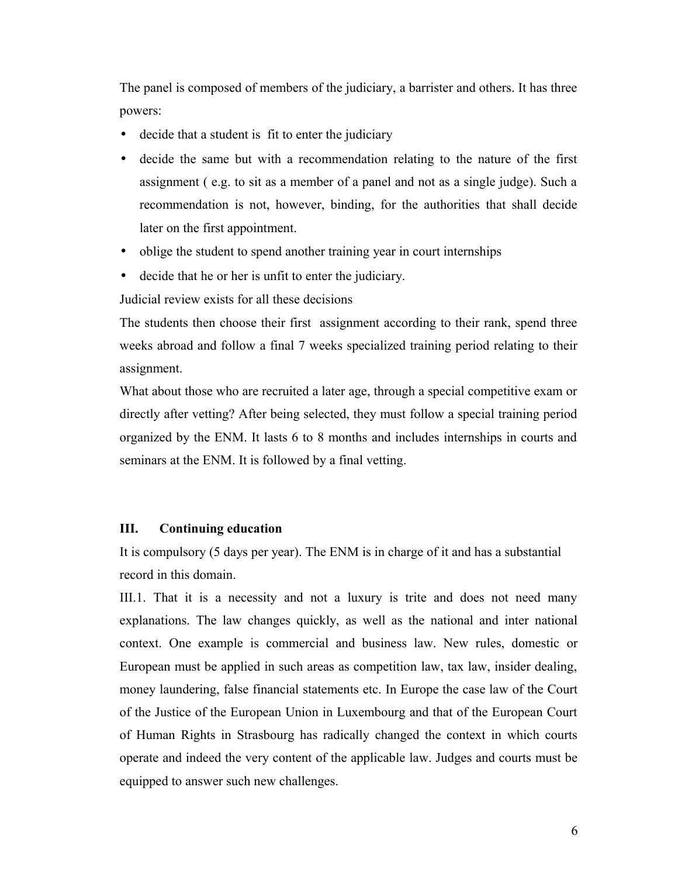The panel is composed of members of the judiciary, a barrister and others. It has three powers:

- decide that a student is  fit to enter the judiciary
- decide the same but with a recommendation relating to the nature of the first assignment ( e.g. to sit as a member of a panel and not as a single judge). Such a recommendation is not, however, binding, for the authorities that shall decide later on the first appointment.
- oblige the student to spend another training year in court internships
- decide that he or her is unfit to enter the judiciary.

Judicial review exists for all these decisions

The students then choose their first  assignment according to their rank, spend three weeks abroad and follow a final 7 weeks specialized training period relating to their assignment.

What about those who are recruited a later age, through a special competitive exam or directly after vetting? After being selected, they must follow a special training period organized by the ENM. It lasts 6 to 8 months and includes internships in courts and seminars at the ENM. It is followed by a final vetting.

### III. Continuing education

It is compulsory (5 days per year). The ENM is in charge of it and has a substantial record in this domain.

III.1. That it is a necessity and not a luxury is trite and does not need many explanations. The law changes quickly, as well as the national and inter national context. One example is commercial and business law. New rules, domestic or European must be applied in such areas as competition law, tax law, insider dealing, money laundering, false financial statements etc. In Europe the case law of the Court of the Justice of the European Union in Luxembourg and that of the European Court of Human Rights in Strasbourg has radically changed the context in which courts operate and indeed the very content of the applicable law. Judges and courts must be equipped to answer such new challenges.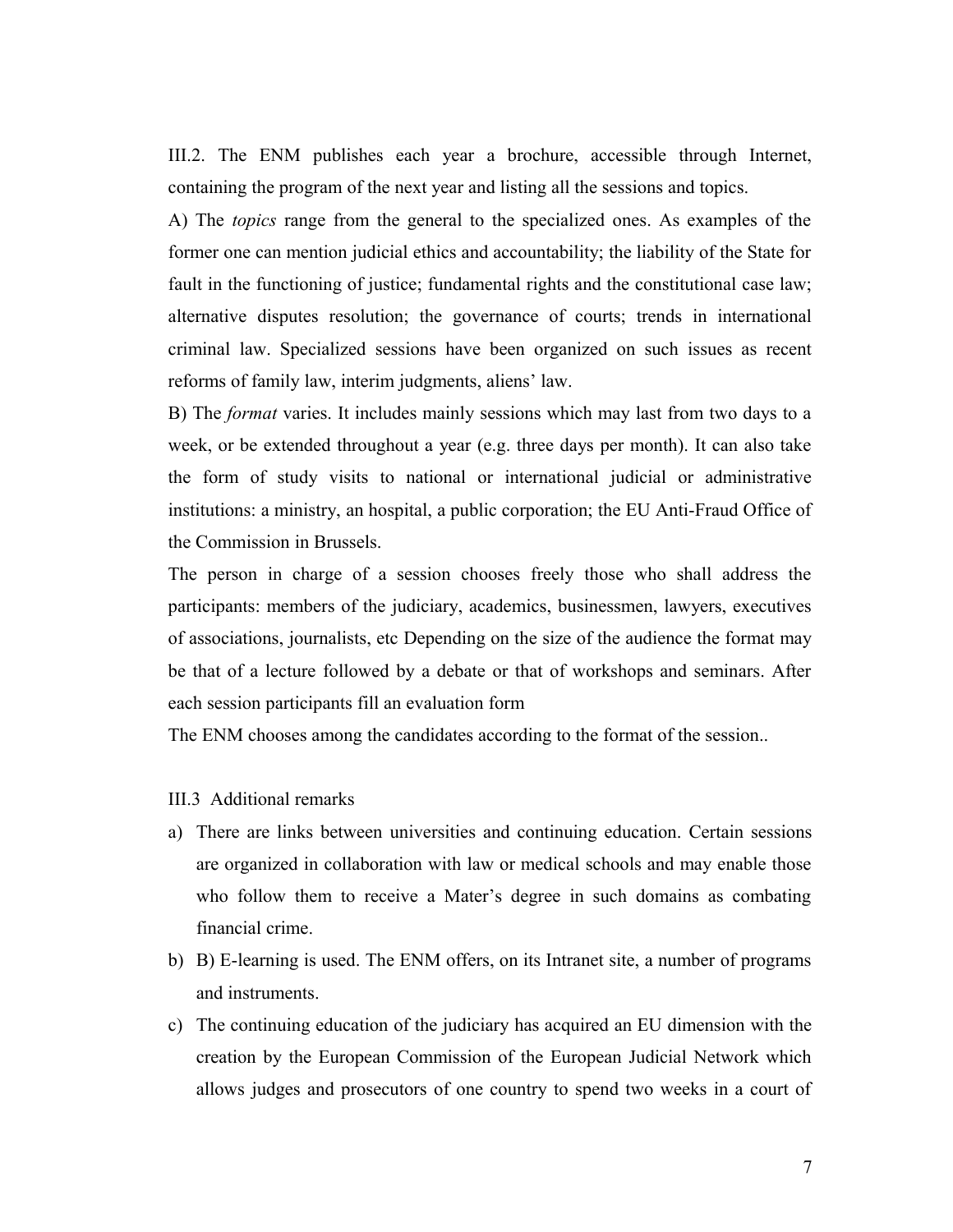III.2. The ENM publishes each year a brochure, accessible through Internet, containing the program of the next year and listing all the sessions and topics.

A) The *topics* range from the general to the specialized ones. As examples of the former one can mention judicial ethics and accountability; the liability of the State for fault in the functioning of justice; fundamental rights and the constitutional case law; alternative disputes resolution; the governance of courts; trends in international criminal law. Specialized sessions have been organized on such issues as recent reforms of family law, interim judgments, aliens' law.

B) The *format* varies. It includes mainly sessions which may last from two days to a week, or be extended throughout a year (e.g. three days per month). It can also take the form of study visits to national or international judicial or administrative institutions: a ministry, an hospital, a public corporation; the EU Anti-Fraud Office of the Commission in Brussels.

The person in charge of a session chooses freely those who shall address the participants: members of the judiciary, academics, businessmen, lawyers, executives of associations, journalists, etc Depending on the size of the audience the format may be that of a lecture followed by a debate or that of workshops and seminars. After each session participants fill an evaluation form

The ENM chooses among the candidates according to the format of the session..

III.3 Additional remarks

a) There are links between universities and continuing education. Certain sessions are organized in collaboration with law or medical schools and may enable those who follow them to receive a Mater's degree in such domains as combating financial crime.
b) B) E-learning is used. The ENM offers, on its Intranet site, a number of programs and instruments.
c) The continuing education of the judiciary has acquired an EU dimension with the creation by the European Commission of the European Judicial Network which allows judges and prosecutors of one country to spend two weeks in a court of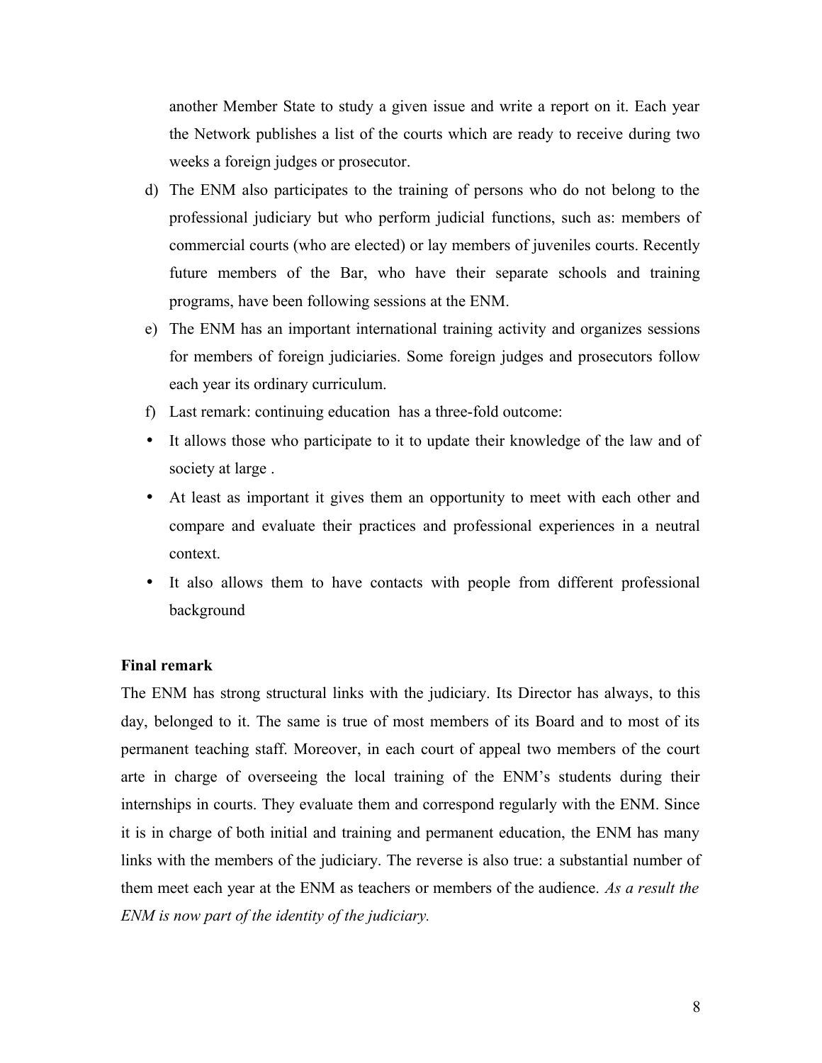another Member State to study a given issue and write a report on it. Each year the Network publishes a list of the courts which are ready to receive during two weeks a foreign judges or prosecutor.

d) The ENM also participates to the training of persons who do not belong to the professional judiciary but who perform judicial functions, such as: members of commercial courts (who are elected) or lay members of juveniles courts. Recently future members of the Bar, who have their separate schools and training programs, have been following sessions at the ENM.

e) The ENM has an important international training activity and organizes sessions for members of foreign judiciaries. Some foreign judges and prosecutors follow each year its ordinary curriculum.

f) Last remark: continuing education has a three-fold outcome:

- It allows those who participate to it to update their knowledge of the law and of society at large .
- At least as important it gives them an opportunity to meet with each other and compare and evaluate their practices and professional experiences in a neutral context.
- It also allows them to have contacts with people from different professional background

**Final remark**

The ENM has strong structural links with the judiciary. Its Director has always, to this day, belonged to it. The same is true of most members of its Board and to most of its permanent teaching staff. Moreover, in each court of appeal two members of the court arte in charge of overseeing the local training of the ENM's students during their internships in courts. They evaluate them and correspond regularly with the ENM. Since it is in charge of both initial and training and permanent education, the ENM has many links with the members of the judiciary. The reverse is also true: a substantial number of them meet each year at the ENM as teachers or members of the audience. *As a result the ENM is now part of the identity of the judiciary.*